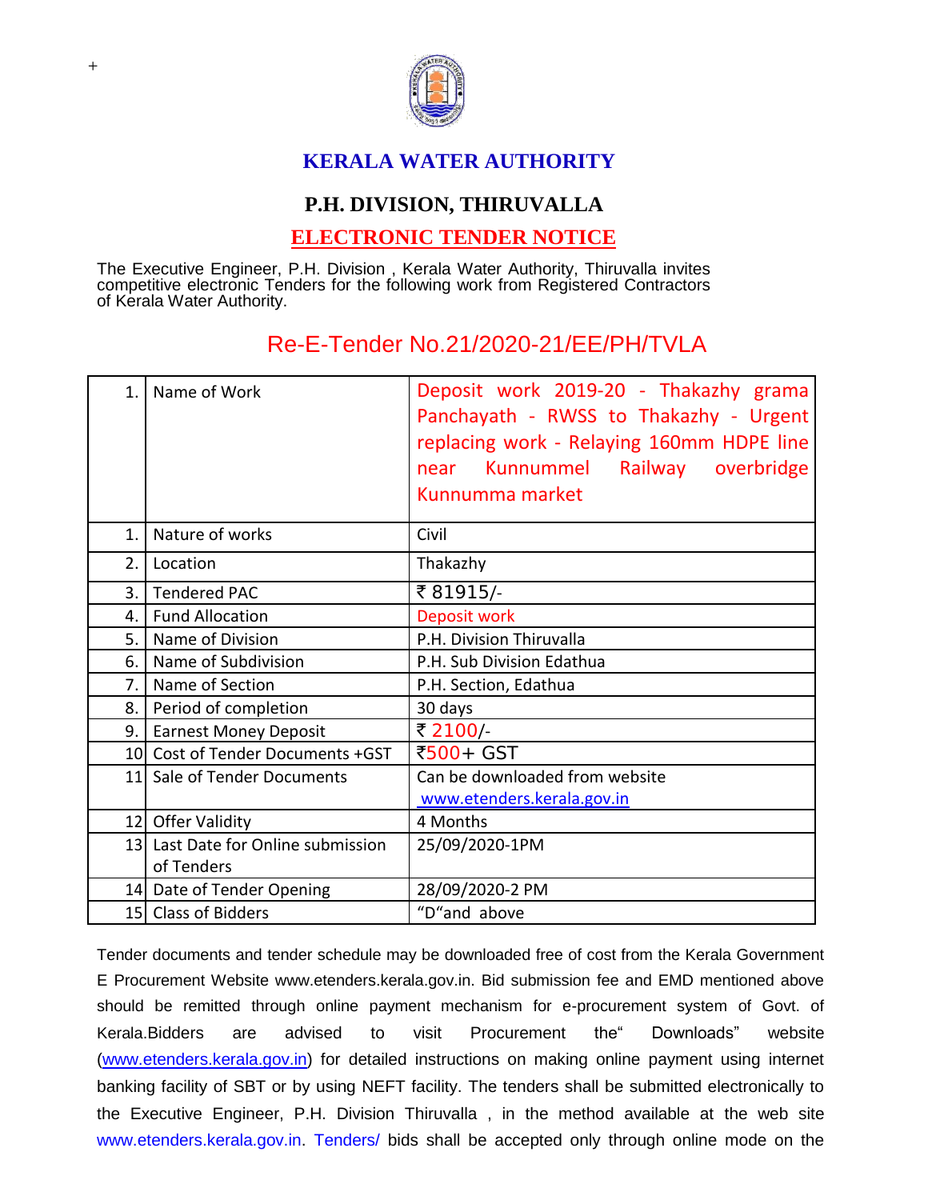+

# KERALA WATER AUTHORITY

## P.H. DIVISION, THIRUVALLA

## ELECTRONIC TENDER NOTICE

The Executive Engineer, P.H. Division , Kerala Water Authority, Thiruvalla invites competitive electronic Tenders for the following work from Registered Contractors of Kerala Water Authority.

## Re-E-Tender No.21/2020-21/EE/PH/TVLA

| 1. | Name of Work | Deposit work 2019-20 - Thakazhy grama Panchayath - RWSS to Thakazhy - Urgent replacing work - Relaying 160mm HDPE line near Kunnummel Railway overbridge Kunnumma market |
|---|---|---|
| 1. | Nature of works | Civil |
| 2. | Location | Thakazhy |
| 3. | Tendered PAC | ₹ 81915/- |
| 4. | Fund Allocation | Deposit work |
| 5. | Name of Division | P.H. Division Thiruvalla |
| 6. | Name of Subdivision | P.H. Sub Division Edathua |
| 7. | Name of Section | P.H. Section, Edathua |
| 8. | Period of completion | 30 days |
| 9. | Earnest Money Deposit | ₹ 2100/- |
| 10 | Cost of Tender Documents +GST | ₹500+ GST |
| 11 | Sale of Tender Documents | Can be downloaded from website www.etenders.kerala.gov.in |
| 12 | Offer Validity | 4 Months |
| 13 | Last Date for Online submission of Tenders | 25/09/2020-1PM |
| 14 | Date of Tender Opening | 28/09/2020-2 PM |
| 15 | Class of Bidders | "D"and above |

Tender documents and tender schedule may be downloaded free of cost from the Kerala Government E Procurement Website www.etenders.kerala.gov.in. Bid submission fee and EMD mentioned above should be remitted through online payment mechanism for e-procurement system of Govt. of Kerala.Bidders are advised to visit Procurement the" Downloads" website (www.etenders.kerala.gov.in) for detailed instructions on making online payment using internet banking facility of SBT or by using NEFT facility. The tenders shall be submitted electronically to the Executive Engineer, P.H. Division Thiruvalla , in the method available at the web site www.etenders.kerala.gov.in. Tenders/ bids shall be accepted only through online mode on the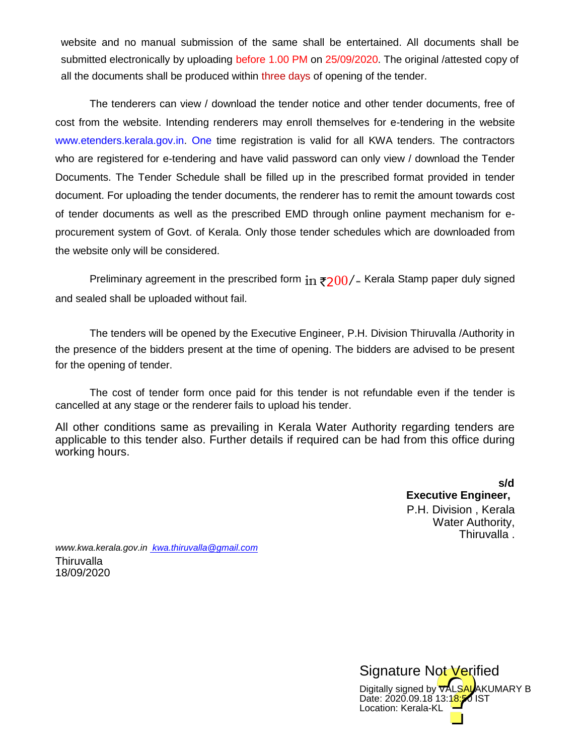website and no manual submission of the same shall be entertained. All documents shall be submitted electronically by uploading before 1.00 PM on 25/09/2020. The original /attested copy of all the documents shall be produced within three days of opening of the tender.

The tenderers can view / download the tender notice and other tender documents, free of cost from the website. Intending renderers may enroll themselves for e-tendering in the website www.etenders.kerala.gov.in. One time registration is valid for all KWA tenders. The contractors who are registered for e-tendering and have valid password can only view / download the Tender Documents. The Tender Schedule shall be filled up in the prescribed format provided in tender document. For uploading the tender documents, the renderer has to remit the amount towards cost of tender documents as well as the prescribed EMD through online payment mechanism for e-procurement system of Govt. of Kerala. Only those tender schedules which are downloaded from the website only will be considered.

Preliminary agreement in the prescribed form in ₹200/- Kerala Stamp paper duly signed and sealed shall be uploaded without fail.

The tenders will be opened by the Executive Engineer, P.H. Division Thiruvalla /Authority in the presence of the bidders present at the time of opening. The bidders are advised to be present for the opening of tender.

The cost of tender form once paid for this tender is not refundable even if the tender is cancelled at any stage or the renderer fails to upload his tender.

All other conditions same as prevailing in Kerala Water Authority regarding tenders are applicable to this tender also. Further details if required can be had from this office during working hours.

**s/d**
**Executive Engineer,**
P.H. Division , Kerala
Water Authority,
Thiruvalla .

*www.kwa.kerala.gov.in* *kwa.thiruvalla@gmail.com*
Thiruvalla
18/09/2020

Signature Not Verified
Digitally signed by VALSALAKUMARY B
Date: 2020.09.18 13:18:50 IST
Location: Kerala-KL